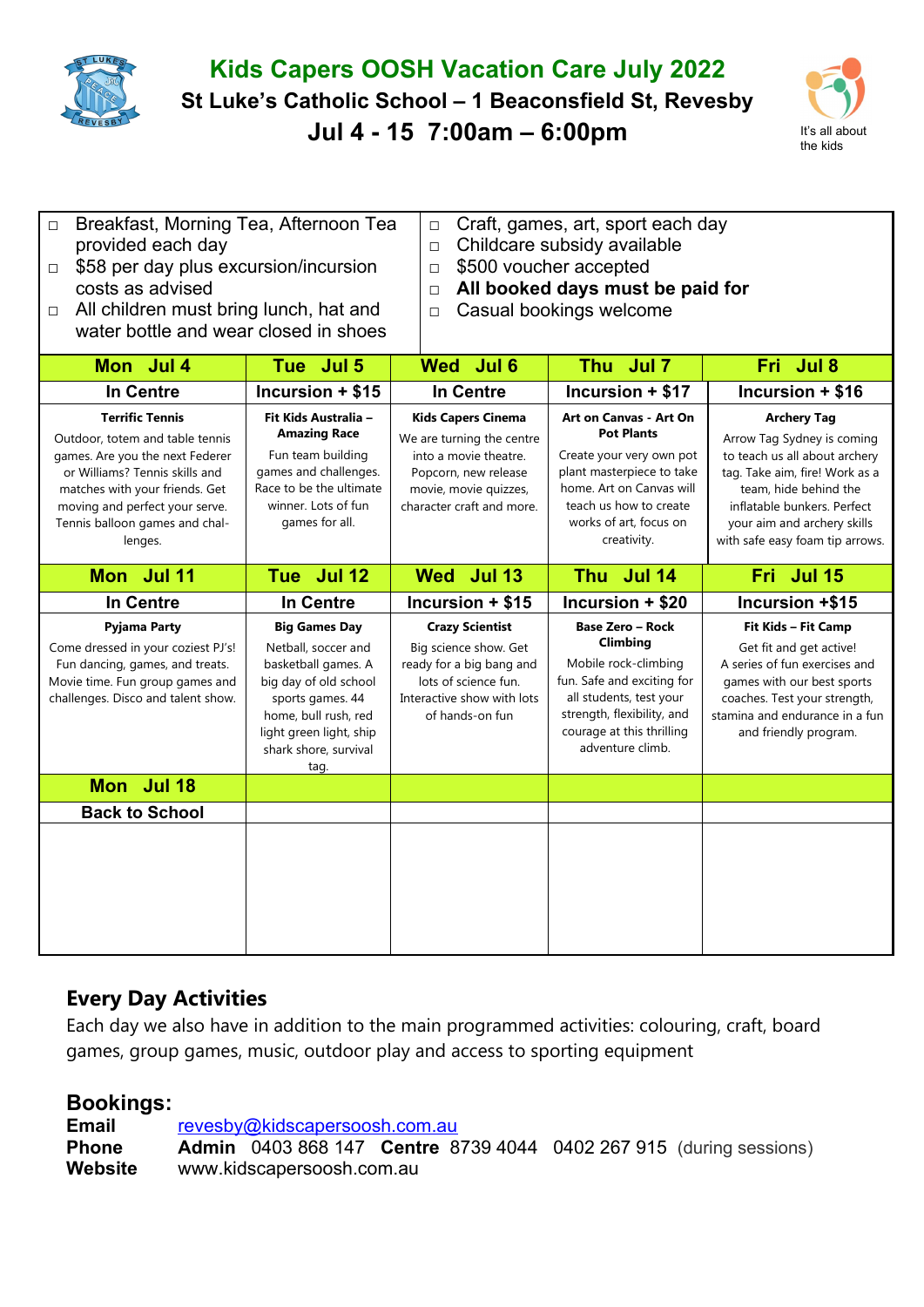# Kids Capers OOSH Vacation Care July 2022

## St Luke's Catholic School – 1 Beaconsfield St, Revesby

## Jul 4 - 15 7:00am – 6:00pm

It's all about the kids

- Breakfast, Morning Tea, Afternoon Tea provided each day
- $58 per day plus excursion/incursion costs as advised
- All children must bring lunch, hat and water bottle and wear closed in shoes
- Craft, games, art, sport each day
- Childcare subsidy available
- $500 voucher accepted
- **All booked days must be paid for**
- Casual bookings welcome

| Mon Jul 4 | Tue Jul 5 | Wed Jul 6 | Thu Jul 7 | Fri Jul 8 |
|---|---|---|---|---|
| **In Centre** | **Incursion + $15** | **In Centre** | **Incursion + $17** | **Incursion + $16** |
| **Terrific Tennis** Outdoor, totem and table tennis games. Are you the next Federer or Williams? Tennis skills and matches with your friends. Get moving and perfect your serve. Tennis balloon games and challenges. | **Fit Kids Australia – Amazing Race** Fun team building games and challenges. Race to be the ultimate winner. Lots of fun games for all. | **Kids Capers Cinema** We are turning the centre into a movie theatre. Popcorn, new release movie, movie quizzes, character craft and more. | **Art on Canvas - Art On Pot Plants** Create your very own pot plant masterpiece to take home. Art on Canvas will teach us how to create works of art, focus on creativity. | **Archery Tag** Arrow Tag Sydney is coming to teach us all about archery tag. Take aim, fire! Work as a team, hide behind the inflatable bunkers. Perfect your aim and archery skills with safe easy foam tip arrows. |
| **Mon Jul 11** | **Tue Jul 12** | **Wed Jul 13** | **Thu Jul 14** | **Fri Jul 15** |
| **In Centre** | **In Centre** | **Incursion + $15** | **Incursion + $20** | **Incursion +$15** |
| **Pyjama Party** Come dressed in your coziest PJ's! Fun dancing, games, and treats. Movie time. Fun group games and challenges. Disco and talent show. | **Big Games Day** Netball, soccer and basketball games. A big day of old school sports games. 44 home, bull rush, red light green light, ship shark shore, survival tag. | **Crazy Scientist** Big science show. Get ready for a big bang and lots of science fun. Interactive show with lots of hands-on fun | **Base Zero – Rock Climbing** Mobile rock-climbing fun. Safe and exciting for all students, test your strength, flexibility, and courage at this thrilling adventure climb. | **Fit Kids – Fit Camp** Get fit and get active! A series of fun exercises and games with our best sports coaches. Test your strength, stamina and endurance in a fun and friendly program. |
| **Mon Jul 18** | | | | |
| **Back to School** | | | | |

## Every Day Activities

Each day we also have in addition to the main programmed activities: colouring, craft, board games, group games, music, outdoor play and access to sporting equipment

## Bookings:

**Email** revesby@kidscapersoosh.com.au
**Phone** **Admin** 0403 868 147 **Centre** 8739 4044 0402 267 915 (during sessions)
**Website** www.kidscapersoosh.com.au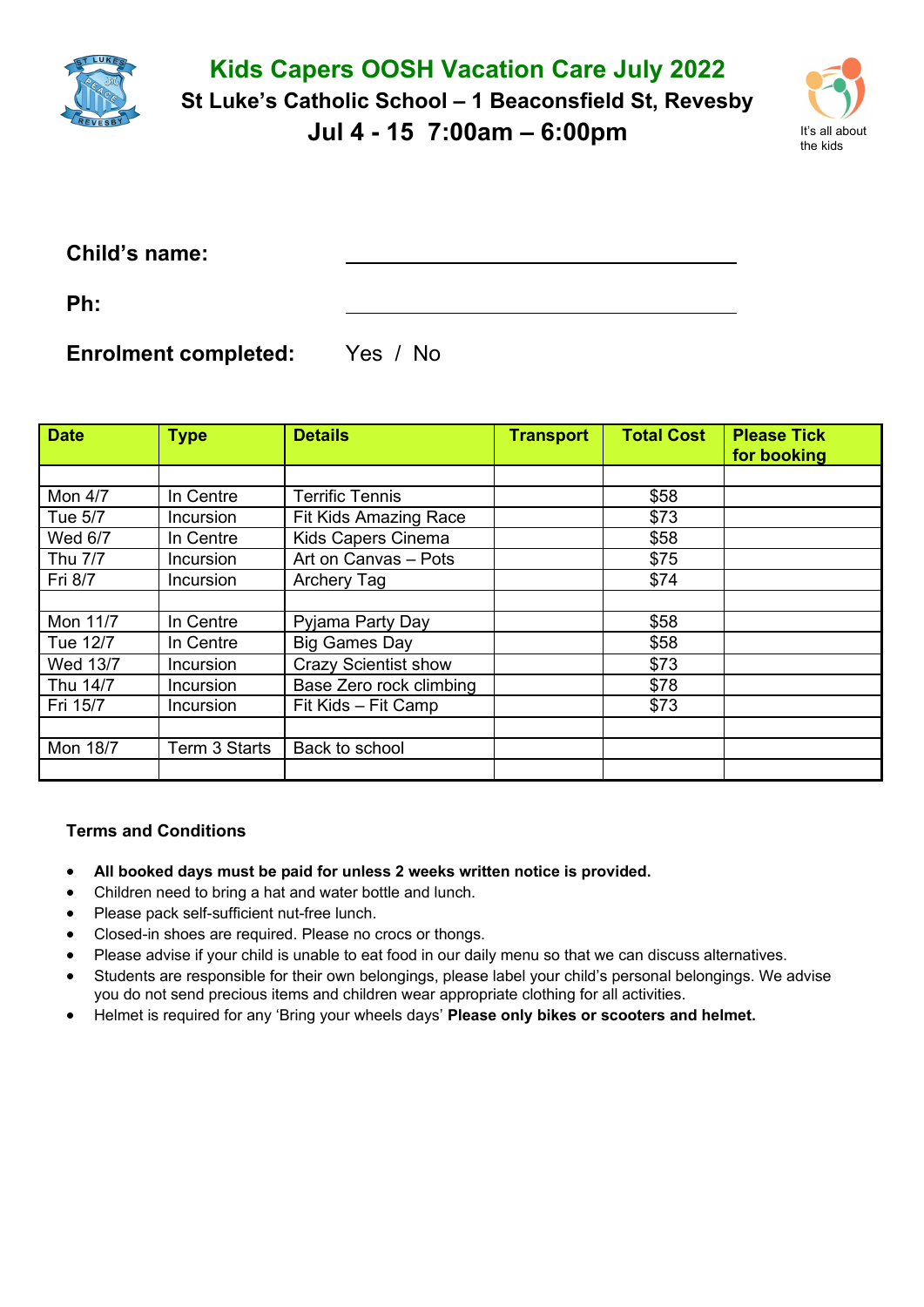# Kids Capers OOSH Vacation Care July 2022

**St Luke's Catholic School – 1 Beaconsfield St, Revesby**

**Jul 4 - 15 7:00am – 6:00pm**

It's all about the kids

**Child's name:** ____________________

**Ph:** ____________________

**Enrolment completed:** Yes / No

| Date | Type | Details | Transport | Total Cost | Please Tick for booking |
|---|---|---|---|---|---|
| | | | | | |
| Mon 4/7 | In Centre | Terrific Tennis | | $58 | |
| Tue 5/7 | Incursion | Fit Kids Amazing Race | | $73 | |
| Wed 6/7 | In Centre | Kids Capers Cinema | | $58 | |
| Thu 7/7 | Incursion | Art on Canvas – Pots | | $75 | |
| Fri 8/7 | Incursion | Archery Tag | | $74 | |
| | | | | | |
| Mon 11/7 | In Centre | Pyjama Party Day | | $58 | |
| Tue 12/7 | In Centre | Big Games Day | | $58 | |
| Wed 13/7 | Incursion | Crazy Scientist show | | $73 | |
| Thu 14/7 | Incursion | Base Zero rock climbing | | $78 | |
| Fri 15/7 | Incursion | Fit Kids – Fit Camp | | $73 | |
| | | | | | |
| Mon 18/7 | Term 3 Starts | Back to school | | | |
| | | | | | |

**Terms and Conditions**

- **All booked days must be paid for unless 2 weeks written notice is provided.**
- Children need to bring a hat and water bottle and lunch.
- Please pack self-sufficient nut-free lunch.
- Closed-in shoes are required. Please no crocs or thongs.
- Please advise if your child is unable to eat food in our daily menu so that we can discuss alternatives.
- Students are responsible for their own belongings, please label your child's personal belongings. We advise you do not send precious items and children wear appropriate clothing for all activities.
- Helmet is required for any 'Bring your wheels days' **Please only bikes or scooters and helmet.**